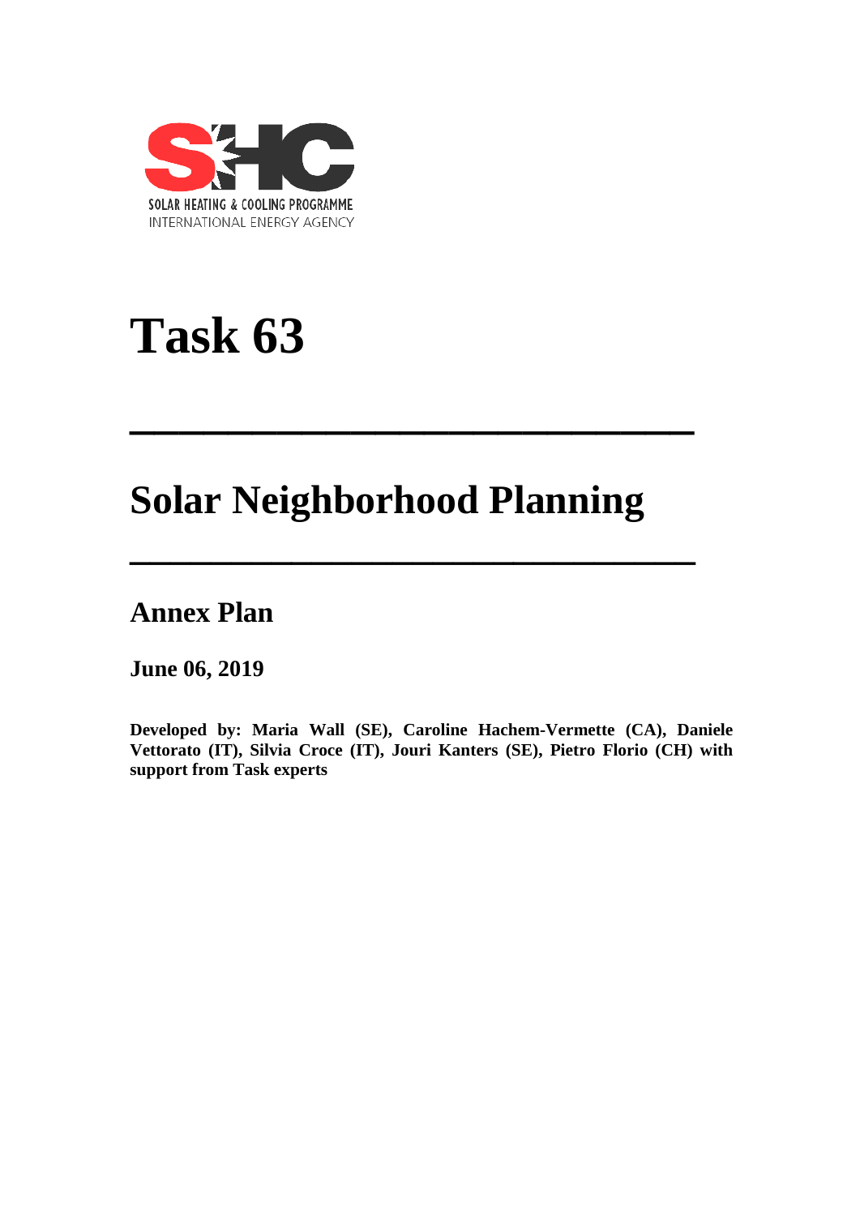SOLAR HEATING & COOLING PROGRAMME
INTERNATIONAL ENERGY AGENCY

# Task 63

# Solar Neighborhood Planning

## Annex Plan

**June 06, 2019**

**Developed by: Maria Wall (SE), Caroline Hachem-Vermette (CA), Daniele Vettorato (IT), Silvia Croce (IT), Jouri Kanters (SE), Pietro Florio (CH) with support from Task experts**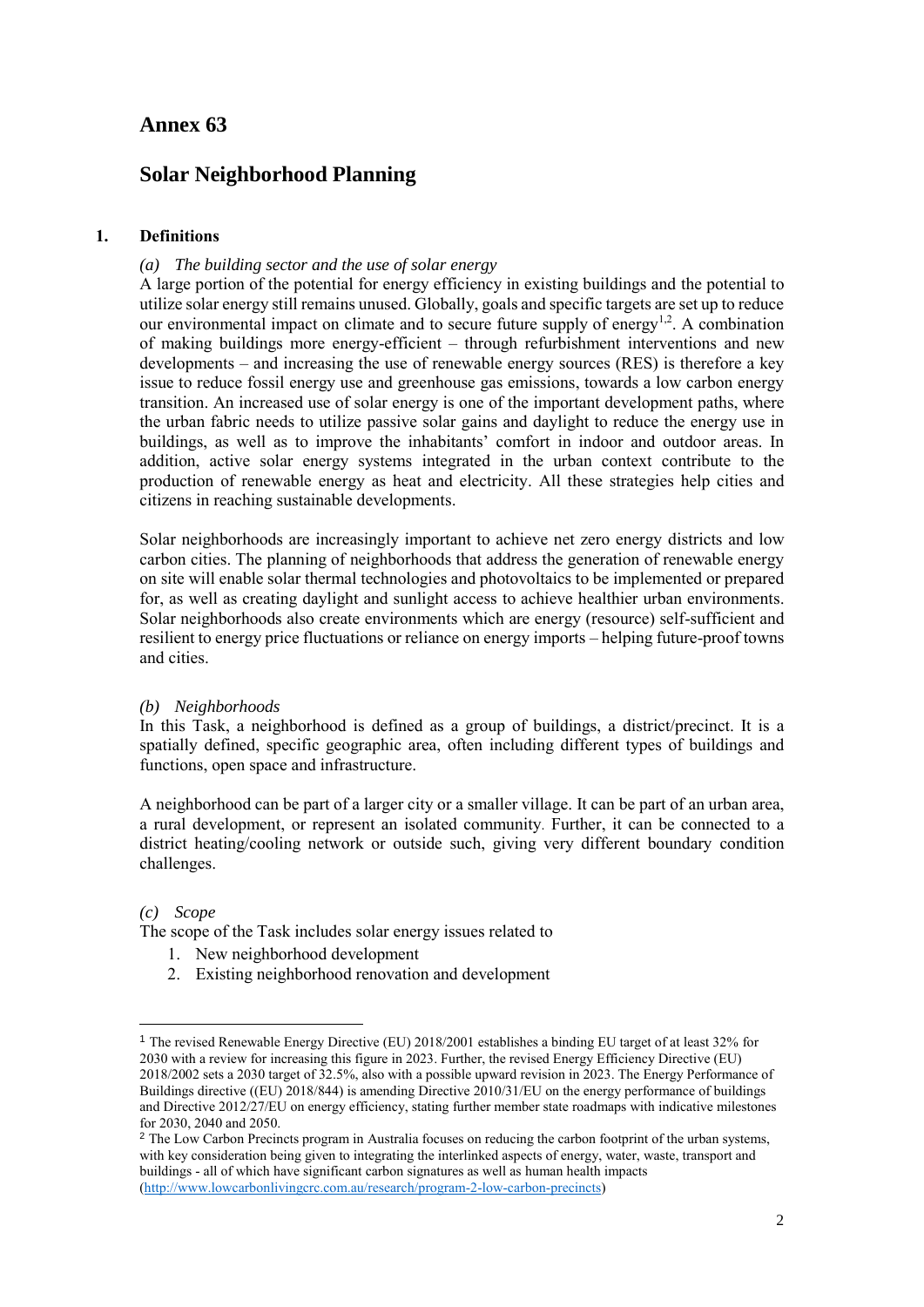# Annex 63

# Solar Neighborhood Planning

## 1. Definitions

### *(a) The building sector and the use of solar energy*

A large portion of the potential for energy efficiency in existing buildings and the potential to utilize solar energy still remains unused. Globally, goals and specific targets are set up to reduce our environmental impact on climate and to secure future supply of energy[1,2]. A combination of making buildings more energy-efficient – through refurbishment interventions and new developments – and increasing the use of renewable energy sources (RES) is therefore a key issue to reduce fossil energy use and greenhouse gas emissions, towards a low carbon energy transition. An increased use of solar energy is one of the important development paths, where the urban fabric needs to utilize passive solar gains and daylight to reduce the energy use in buildings, as well as to improve the inhabitants' comfort in indoor and outdoor areas. In addition, active solar energy systems integrated in the urban context contribute to the production of renewable energy as heat and electricity. All these strategies help cities and citizens in reaching sustainable developments.

Solar neighborhoods are increasingly important to achieve net zero energy districts and low carbon cities. The planning of neighborhoods that address the generation of renewable energy on site will enable solar thermal technologies and photovoltaics to be implemented or prepared for, as well as creating daylight and sunlight access to achieve healthier urban environments. Solar neighborhoods also create environments which are energy (resource) self-sufficient and resilient to energy price fluctuations or reliance on energy imports – helping future-proof towns and cities.

### *(b) Neighborhoods*

In this Task, a neighborhood is defined as a group of buildings, a district/precinct. It is a spatially defined, specific geographic area, often including different types of buildings and functions, open space and infrastructure.

A neighborhood can be part of a larger city or a smaller village. It can be part of an urban area, a rural development, or represent an isolated community. Further, it can be connected to a district heating/cooling network or outside such, giving very different boundary condition challenges.

### *(c) Scope*

The scope of the Task includes solar energy issues related to

1. New neighborhood development
2. Existing neighborhood renovation and development

---

[1] The revised Renewable Energy Directive (EU) 2018/2001 establishes a binding EU target of at least 32% for 2030 with a review for increasing this figure in 2023. Further, the revised Energy Efficiency Directive (EU) 2018/2002 sets a 2030 target of 32.5%, also with a possible upward revision in 2023. The Energy Performance of Buildings directive ((EU) 2018/844) is amending Directive 2010/31/EU on the energy performance of buildings and Directive 2012/27/EU on energy efficiency, stating further member state roadmaps with indicative milestones for 2030, 2040 and 2050.

[2] The Low Carbon Precincts program in Australia focuses on reducing the carbon footprint of the urban systems, with key consideration being given to integrating the interlinked aspects of energy, water, waste, transport and buildings - all of which have significant carbon signatures as well as human health impacts (http://www.lowcarbonlivingcrc.com.au/research/program-2-low-carbon-precincts)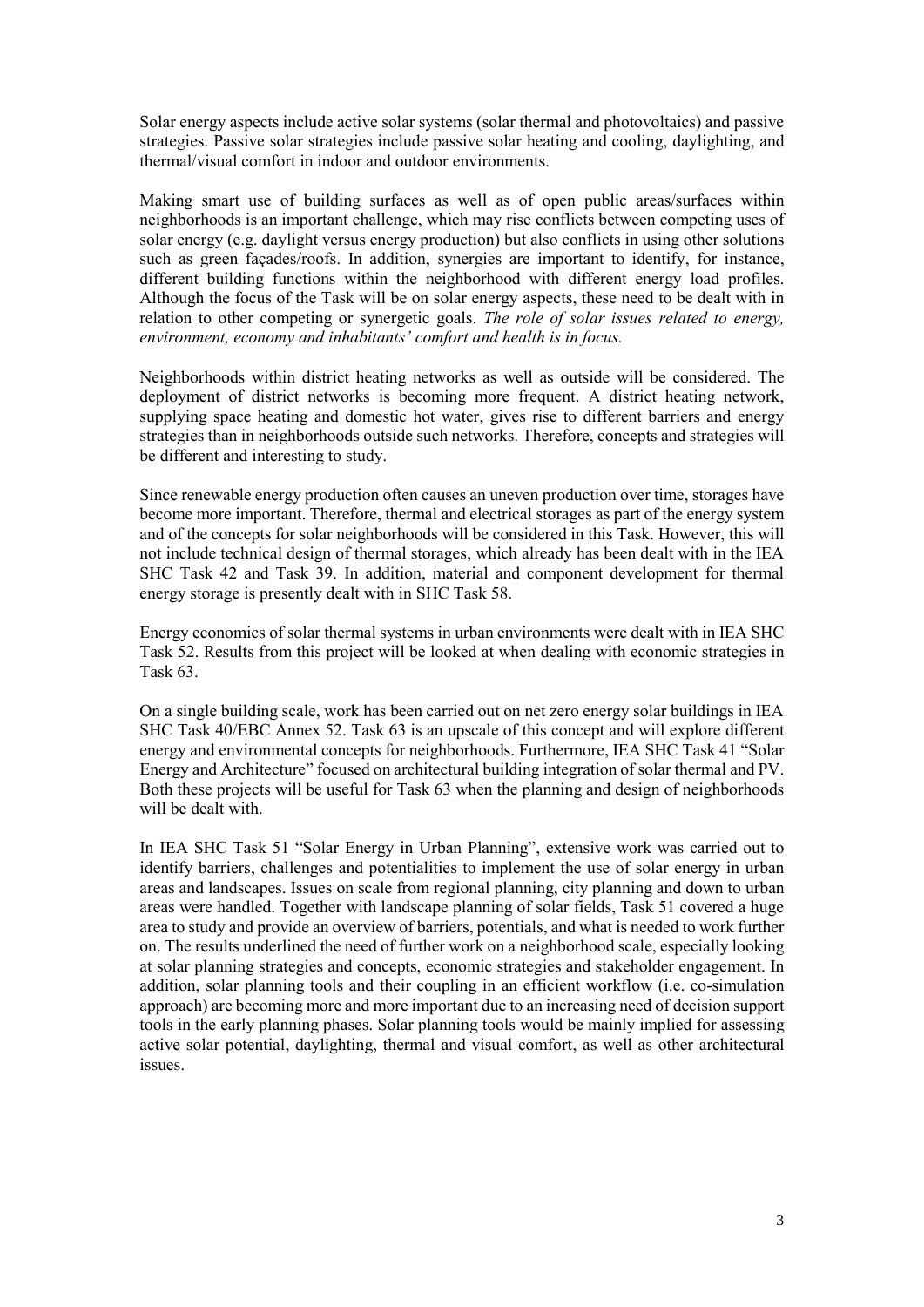Solar energy aspects include active solar systems (solar thermal and photovoltaics) and passive strategies. Passive solar strategies include passive solar heating and cooling, daylighting, and thermal/visual comfort in indoor and outdoor environments.

Making smart use of building surfaces as well as of open public areas/surfaces within neighborhoods is an important challenge, which may rise conflicts between competing uses of solar energy (e.g. daylight versus energy production) but also conflicts in using other solutions such as green façades/roofs. In addition, synergies are important to identify, for instance, different building functions within the neighborhood with different energy load profiles. Although the focus of the Task will be on solar energy aspects, these need to be dealt with in relation to other competing or synergetic goals. *The role of solar issues related to energy, environment, economy and inhabitants' comfort and health is in focus.*

Neighborhoods within district heating networks as well as outside will be considered. The deployment of district networks is becoming more frequent. A district heating network, supplying space heating and domestic hot water, gives rise to different barriers and energy strategies than in neighborhoods outside such networks. Therefore, concepts and strategies will be different and interesting to study.

Since renewable energy production often causes an uneven production over time, storages have become more important. Therefore, thermal and electrical storages as part of the energy system and of the concepts for solar neighborhoods will be considered in this Task. However, this will not include technical design of thermal storages, which already has been dealt with in the IEA SHC Task 42 and Task 39. In addition, material and component development for thermal energy storage is presently dealt with in SHC Task 58.

Energy economics of solar thermal systems in urban environments were dealt with in IEA SHC Task 52. Results from this project will be looked at when dealing with economic strategies in Task 63.

On a single building scale, work has been carried out on net zero energy solar buildings in IEA SHC Task 40/EBC Annex 52. Task 63 is an upscale of this concept and will explore different energy and environmental concepts for neighborhoods. Furthermore, IEA SHC Task 41 "Solar Energy and Architecture" focused on architectural building integration of solar thermal and PV. Both these projects will be useful for Task 63 when the planning and design of neighborhoods will be dealt with.

In IEA SHC Task 51 "Solar Energy in Urban Planning", extensive work was carried out to identify barriers, challenges and potentialities to implement the use of solar energy in urban areas and landscapes. Issues on scale from regional planning, city planning and down to urban areas were handled. Together with landscape planning of solar fields, Task 51 covered a huge area to study and provide an overview of barriers, potentials, and what is needed to work further on. The results underlined the need of further work on a neighborhood scale, especially looking at solar planning strategies and concepts, economic strategies and stakeholder engagement. In addition, solar planning tools and their coupling in an efficient workflow (i.e. co-simulation approach) are becoming more and more important due to an increasing need of decision support tools in the early planning phases. Solar planning tools would be mainly implied for assessing active solar potential, daylighting, thermal and visual comfort, as well as other architectural issues.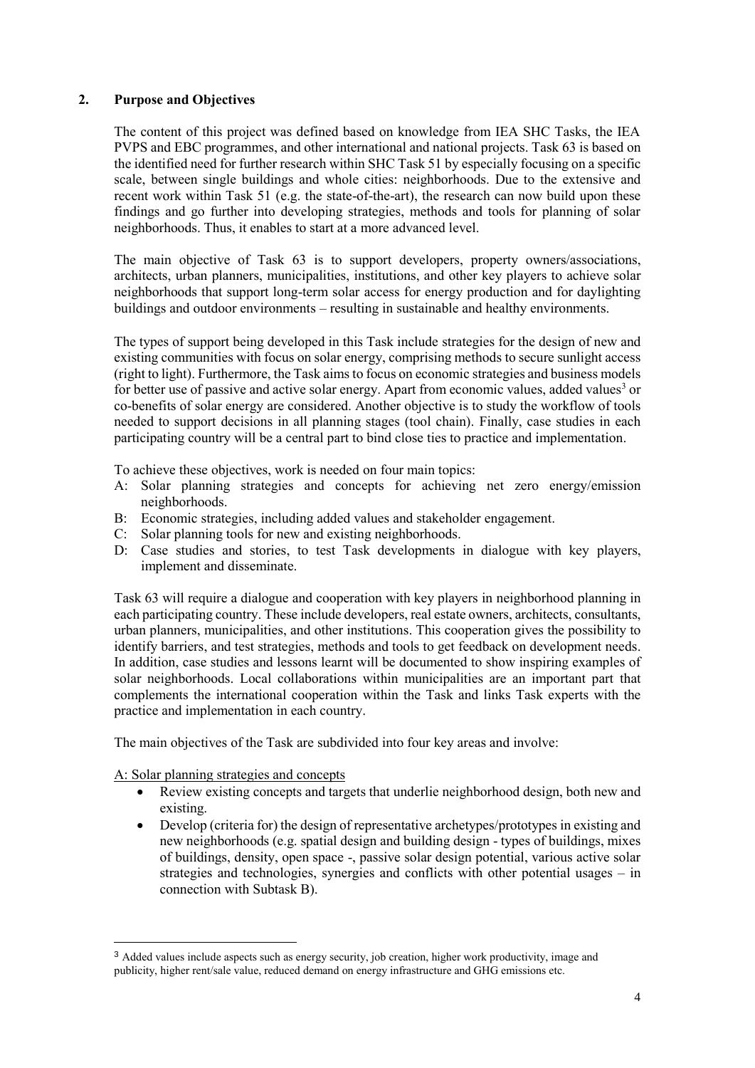## 2. Purpose and Objectives

The content of this project was defined based on knowledge from IEA SHC Tasks, the IEA PVPS and EBC programmes, and other international and national projects. Task 63 is based on the identified need for further research within SHC Task 51 by especially focusing on a specific scale, between single buildings and whole cities: neighborhoods. Due to the extensive and recent work within Task 51 (e.g. the state-of-the-art), the research can now build upon these findings and go further into developing strategies, methods and tools for planning of solar neighborhoods. Thus, it enables to start at a more advanced level.

The main objective of Task 63 is to support developers, property owners/associations, architects, urban planners, municipalities, institutions, and other key players to achieve solar neighborhoods that support long-term solar access for energy production and for daylighting buildings and outdoor environments – resulting in sustainable and healthy environments.

The types of support being developed in this Task include strategies for the design of new and existing communities with focus on solar energy, comprising methods to secure sunlight access (right to light). Furthermore, the Task aims to focus on economic strategies and business models for better use of passive and active solar energy. Apart from economic values, added values[3] or co-benefits of solar energy are considered. Another objective is to study the workflow of tools needed to support decisions in all planning stages (tool chain). Finally, case studies in each participating country will be a central part to bind close ties to practice and implementation.

To achieve these objectives, work is needed on four main topics:

A: Solar planning strategies and concepts for achieving net zero energy/emission neighborhoods.
B: Economic strategies, including added values and stakeholder engagement.
C: Solar planning tools for new and existing neighborhoods.
D: Case studies and stories, to test Task developments in dialogue with key players, implement and disseminate.

Task 63 will require a dialogue and cooperation with key players in neighborhood planning in each participating country. These include developers, real estate owners, architects, consultants, urban planners, municipalities, and other institutions. This cooperation gives the possibility to identify barriers, and test strategies, methods and tools to get feedback on development needs. In addition, case studies and lessons learnt will be documented to show inspiring examples of solar neighborhoods. Local collaborations within municipalities are an important part that complements the international cooperation within the Task and links Task experts with the practice and implementation in each country.

The main objectives of the Task are subdivided into four key areas and involve:

<u>A: Solar planning strategies and concepts</u>

- Review existing concepts and targets that underlie neighborhood design, both new and existing.
- Develop (criteria for) the design of representative archetypes/prototypes in existing and new neighborhoods (e.g. spatial design and building design - types of buildings, mixes of buildings, density, open space -, passive solar design potential, various active solar strategies and technologies, synergies and conflicts with other potential usages – in connection with Subtask B).

---

[3] Added values include aspects such as energy security, job creation, higher work productivity, image and publicity, higher rent/sale value, reduced demand on energy infrastructure and GHG emissions etc.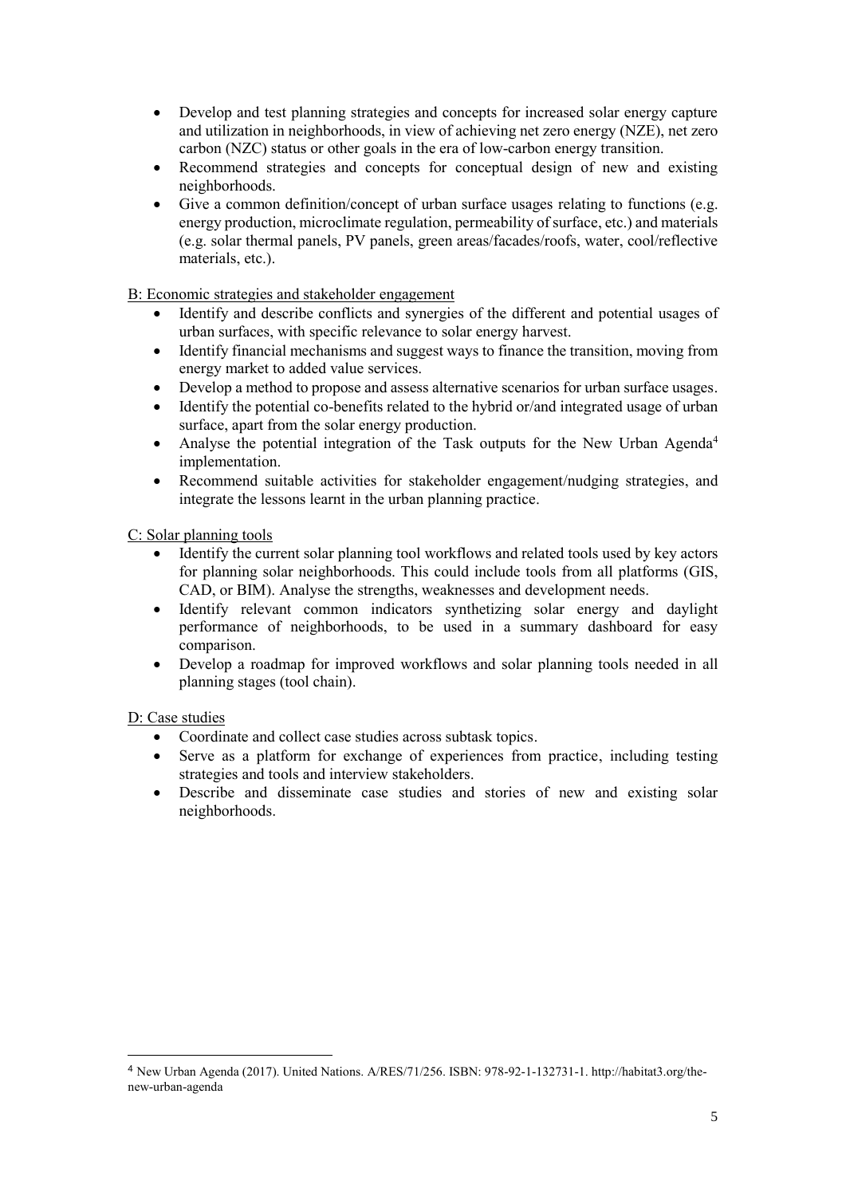- Develop and test planning strategies and concepts for increased solar energy capture and utilization in neighborhoods, in view of achieving net zero energy (NZE), net zero carbon (NZC) status or other goals in the era of low-carbon energy transition.
- Recommend strategies and concepts for conceptual design of new and existing neighborhoods.
- Give a common definition/concept of urban surface usages relating to functions (e.g. energy production, microclimate regulation, permeability of surface, etc.) and materials (e.g. solar thermal panels, PV panels, green areas/facades/roofs, water, cool/reflective materials, etc.).

B: Economic strategies and stakeholder engagement

- Identify and describe conflicts and synergies of the different and potential usages of urban surfaces, with specific relevance to solar energy harvest.
- Identify financial mechanisms and suggest ways to finance the transition, moving from energy market to added value services.
- Develop a method to propose and assess alternative scenarios for urban surface usages.
- Identify the potential co-benefits related to the hybrid or/and integrated usage of urban surface, apart from the solar energy production.
- Analyse the potential integration of the Task outputs for the New Urban Agenda[4] implementation.
- Recommend suitable activities for stakeholder engagement/nudging strategies, and integrate the lessons learnt in the urban planning practice.

C: Solar planning tools

- Identify the current solar planning tool workflows and related tools used by key actors for planning solar neighborhoods. This could include tools from all platforms (GIS, CAD, or BIM). Analyse the strengths, weaknesses and development needs.
- Identify relevant common indicators synthetizing solar energy and daylight performance of neighborhoods, to be used in a summary dashboard for easy comparison.
- Develop a roadmap for improved workflows and solar planning tools needed in all planning stages (tool chain).

D: Case studies

- Coordinate and collect case studies across subtask topics.
- Serve as a platform for exchange of experiences from practice, including testing strategies and tools and interview stakeholders.
- Describe and disseminate case studies and stories of new and existing solar neighborhoods.

[4] New Urban Agenda (2017). United Nations. A/RES/71/256. ISBN: 978-92-1-132731-1. http://habitat3.org/the-new-urban-agenda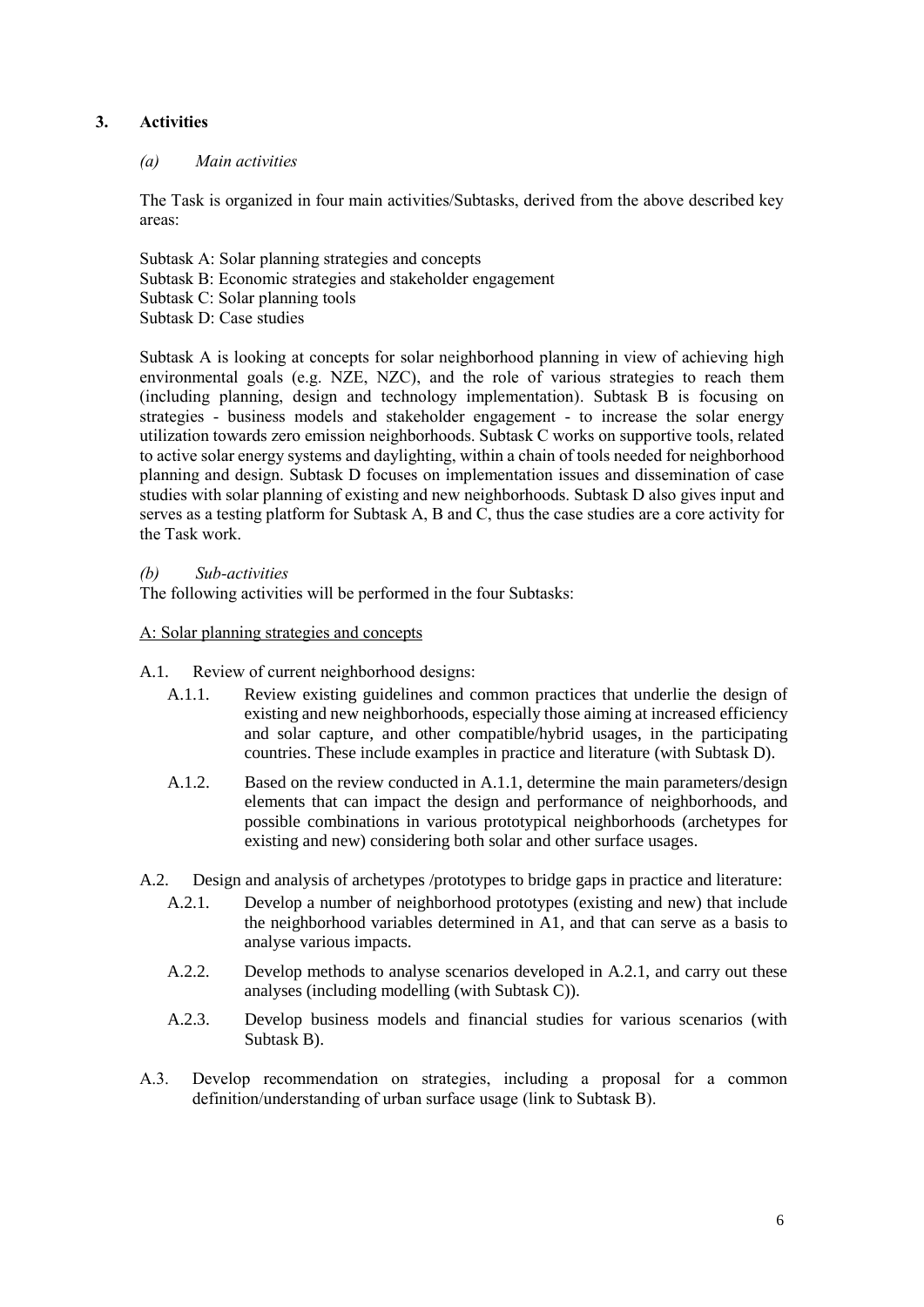## 3. Activities

### *(a) Main activities*

The Task is organized in four main activities/Subtasks, derived from the above described key areas:

Subtask A: Solar planning strategies and concepts
Subtask B: Economic strategies and stakeholder engagement
Subtask C: Solar planning tools
Subtask D: Case studies

Subtask A is looking at concepts for solar neighborhood planning in view of achieving high environmental goals (e.g. NZE, NZC), and the role of various strategies to reach them (including planning, design and technology implementation). Subtask B is focusing on strategies - business models and stakeholder engagement - to increase the solar energy utilization towards zero emission neighborhoods. Subtask C works on supportive tools, related to active solar energy systems and daylighting, within a chain of tools needed for neighborhood planning and design. Subtask D focuses on implementation issues and dissemination of case studies with solar planning of existing and new neighborhoods. Subtask D also gives input and serves as a testing platform for Subtask A, B and C, thus the case studies are a core activity for the Task work.

### *(b) Sub-activities*

The following activities will be performed in the four Subtasks:

A: Solar planning strategies and concepts

- A.1. Review of current neighborhood designs:
  - A.1.1. Review existing guidelines and common practices that underlie the design of existing and new neighborhoods, especially those aiming at increased efficiency and solar capture, and other compatible/hybrid usages, in the participating countries. These include examples in practice and literature (with Subtask D).
  - A.1.2. Based on the review conducted in A.1.1, determine the main parameters/design elements that can impact the design and performance of neighborhoods, and possible combinations in various prototypical neighborhoods (archetypes for existing and new) considering both solar and other surface usages.
- A.2. Design and analysis of archetypes /prototypes to bridge gaps in practice and literature:
  - A.2.1. Develop a number of neighborhood prototypes (existing and new) that include the neighborhood variables determined in A1, and that can serve as a basis to analyse various impacts.
  - A.2.2. Develop methods to analyse scenarios developed in A.2.1, and carry out these analyses (including modelling (with Subtask C)).
  - A.2.3. Develop business models and financial studies for various scenarios (with Subtask B).
- A.3. Develop recommendation on strategies, including a proposal for a common definition/understanding of urban surface usage (link to Subtask B).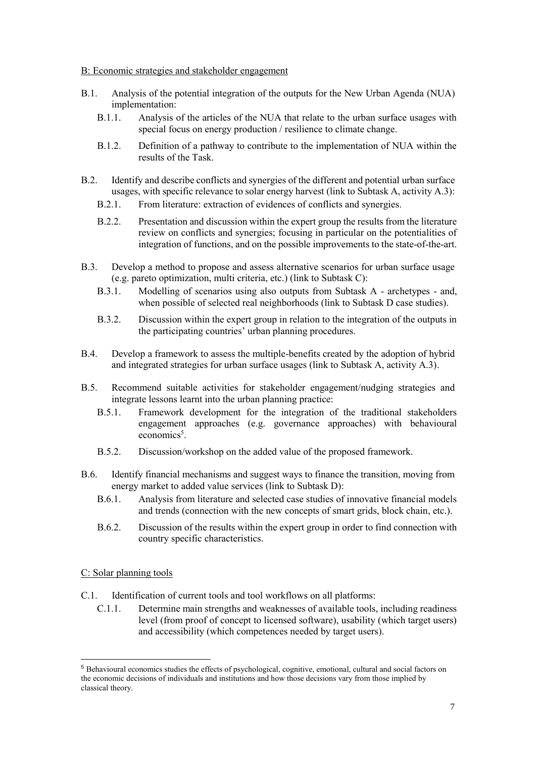B: Economic strategies and stakeholder engagement

- B.1. Analysis of the potential integration of the outputs for the New Urban Agenda (NUA) implementation:
  - B.1.1. Analysis of the articles of the NUA that relate to the urban surface usages with special focus on energy production / resilience to climate change.
  - B.1.2. Definition of a pathway to contribute to the implementation of NUA within the results of the Task.
- B.2. Identify and describe conflicts and synergies of the different and potential urban surface usages, with specific relevance to solar energy harvest (link to Subtask A, activity A.3):
  - B.2.1. From literature: extraction of evidences of conflicts and synergies.
  - B.2.2. Presentation and discussion within the expert group the results from the literature review on conflicts and synergies; focusing in particular on the potentialities of integration of functions, and on the possible improvements to the state-of-the-art.
- B.3. Develop a method to propose and assess alternative scenarios for urban surface usage (e.g. pareto optimization, multi criteria, etc.) (link to Subtask C):
  - B.3.1. Modelling of scenarios using also outputs from Subtask A - archetypes - and, when possible of selected real neighborhoods (link to Subtask D case studies).
  - B.3.2. Discussion within the expert group in relation to the integration of the outputs in the participating countries' urban planning procedures.
- B.4. Develop a framework to assess the multiple-benefits created by the adoption of hybrid and integrated strategies for urban surface usages (link to Subtask A, activity A.3).
- B.5. Recommend suitable activities for stakeholder engagement/nudging strategies and integrate lessons learnt into the urban planning practice:
  - B.5.1. Framework development for the integration of the traditional stakeholders engagement approaches (e.g. governance approaches) with behavioural economics[5].
  - B.5.2. Discussion/workshop on the added value of the proposed framework.
- B.6. Identify financial mechanisms and suggest ways to finance the transition, moving from energy market to added value services (link to Subtask D):
  - B.6.1. Analysis from literature and selected case studies of innovative financial models and trends (connection with the new concepts of smart grids, block chain, etc.).
  - B.6.2. Discussion of the results within the expert group in order to find connection with country specific characteristics.

C: Solar planning tools

- C.1. Identification of current tools and tool workflows on all platforms:
  - C.1.1. Determine main strengths and weaknesses of available tools, including readiness level (from proof of concept to licensed software), usability (which target users) and accessibility (which competences needed by target users).

---

[5] Behavioural economics studies the effects of psychological, cognitive, emotional, cultural and social factors on the economic decisions of individuals and institutions and how those decisions vary from those implied by classical theory.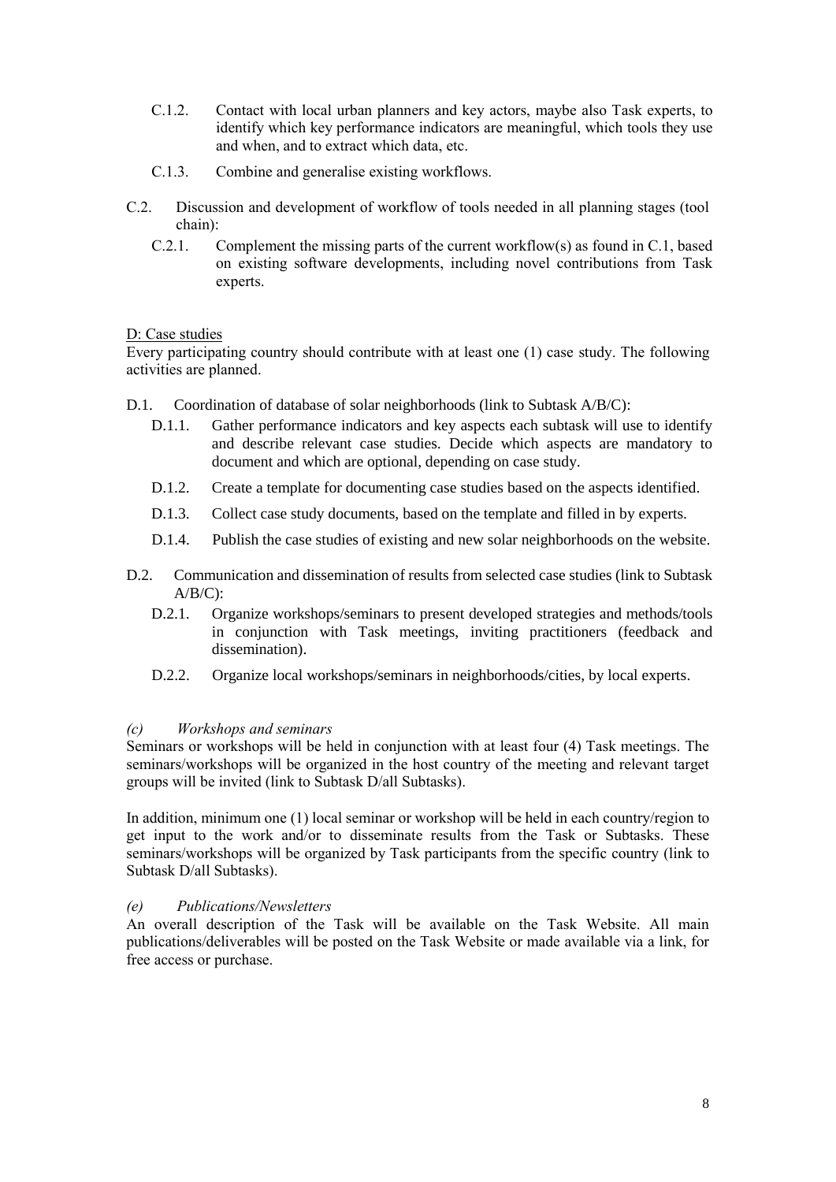- C.1.2. Contact with local urban planners and key actors, maybe also Task experts, to identify which key performance indicators are meaningful, which tools they use and when, and to extract which data, etc.
- C.1.3. Combine and generalise existing workflows.

C.2. Discussion and development of workflow of tools needed in all planning stages (tool chain):

- C.2.1. Complement the missing parts of the current workflow(s) as found in C.1, based on existing software developments, including novel contributions from Task experts.

<u>D: Case studies</u>

Every participating country should contribute with at least one (1) case study. The following activities are planned.

D.1. Coordination of database of solar neighborhoods (link to Subtask A/B/C):

- D.1.1. Gather performance indicators and key aspects each subtask will use to identify and describe relevant case studies. Decide which aspects are mandatory to document and which are optional, depending on case study.
- D.1.2. Create a template for documenting case studies based on the aspects identified.
- D.1.3. Collect case study documents, based on the template and filled in by experts.
- D.1.4. Publish the case studies of existing and new solar neighborhoods on the website.

D.2. Communication and dissemination of results from selected case studies (link to Subtask A/B/C):

- D.2.1. Organize workshops/seminars to present developed strategies and methods/tools in conjunction with Task meetings, inviting practitioners (feedback and dissemination).
- D.2.2. Organize local workshops/seminars in neighborhoods/cities, by local experts.

*(c) Workshops and seminars*

Seminars or workshops will be held in conjunction with at least four (4) Task meetings. The seminars/workshops will be organized in the host country of the meeting and relevant target groups will be invited (link to Subtask D/all Subtasks).

In addition, minimum one (1) local seminar or workshop will be held in each country/region to get input to the work and/or to disseminate results from the Task or Subtasks. These seminars/workshops will be organized by Task participants from the specific country (link to Subtask D/all Subtasks).

*(e) Publications/Newsletters*

An overall description of the Task will be available on the Task Website. All main publications/deliverables will be posted on the Task Website or made available via a link, for free access or purchase.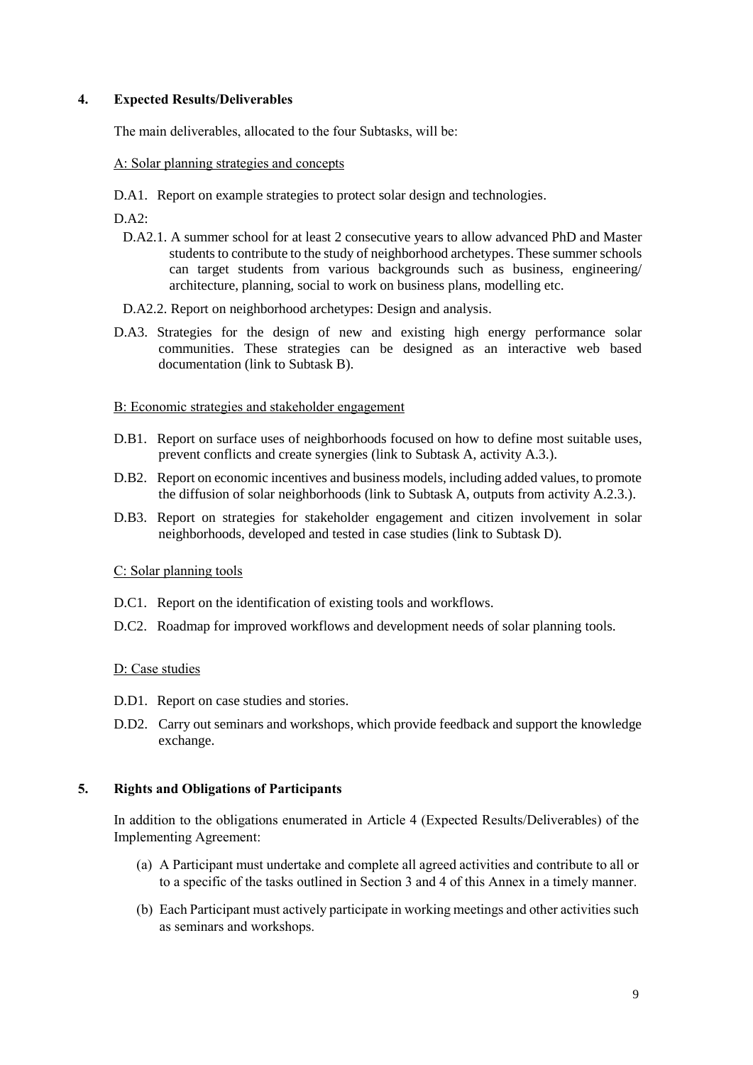## 4. Expected Results/Deliverables

The main deliverables, allocated to the four Subtasks, will be:

A: Solar planning strategies and concepts

D.A1. Report on example strategies to protect solar design and technologies.

D.A2:

- D.A2.1. A summer school for at least 2 consecutive years to allow advanced PhD and Master students to contribute to the study of neighborhood archetypes. These summer schools can target students from various backgrounds such as business, engineering/ architecture, planning, social to work on business plans, modelling etc.
- D.A2.2. Report on neighborhood archetypes: Design and analysis.

D.A3. Strategies for the design of new and existing high energy performance solar communities. These strategies can be designed as an interactive web based documentation (link to Subtask B).

B: Economic strategies and stakeholder engagement

D.B1. Report on surface uses of neighborhoods focused on how to define most suitable uses, prevent conflicts and create synergies (link to Subtask A, activity A.3.).

D.B2. Report on economic incentives and business models, including added values, to promote the diffusion of solar neighborhoods (link to Subtask A, outputs from activity A.2.3.).

D.B3. Report on strategies for stakeholder engagement and citizen involvement in solar neighborhoods, developed and tested in case studies (link to Subtask D).

C: Solar planning tools

D.C1. Report on the identification of existing tools and workflows.

D.C2. Roadmap for improved workflows and development needs of solar planning tools.

D: Case studies

D.D1. Report on case studies and stories.

D.D2. Carry out seminars and workshops, which provide feedback and support the knowledge exchange.

## 5. Rights and Obligations of Participants

In addition to the obligations enumerated in Article 4 (Expected Results/Deliverables) of the Implementing Agreement:

(a) A Participant must undertake and complete all agreed activities and contribute to all or to a specific of the tasks outlined in Section 3 and 4 of this Annex in a timely manner.

(b) Each Participant must actively participate in working meetings and other activities such as seminars and workshops.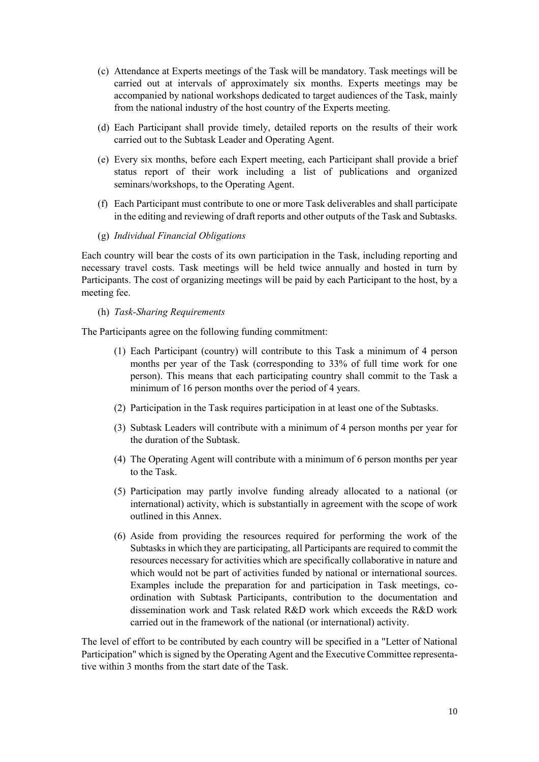(c) Attendance at Experts meetings of the Task will be mandatory. Task meetings will be carried out at intervals of approximately six months. Experts meetings may be accompanied by national workshops dedicated to target audiences of the Task, mainly from the national industry of the host country of the Experts meeting.

(d) Each Participant shall provide timely, detailed reports on the results of their work carried out to the Subtask Leader and Operating Agent.

(e) Every six months, before each Expert meeting, each Participant shall provide a brief status report of their work including a list of publications and organized seminars/workshops, to the Operating Agent.

(f) Each Participant must contribute to one or more Task deliverables and shall participate in the editing and reviewing of draft reports and other outputs of the Task and Subtasks.

(g) *Individual Financial Obligations*

Each country will bear the costs of its own participation in the Task, including reporting and necessary travel costs. Task meetings will be held twice annually and hosted in turn by Participants. The cost of organizing meetings will be paid by each Participant to the host, by a meeting fee.

(h) *Task-Sharing Requirements*

The Participants agree on the following funding commitment:

(1) Each Participant (country) will contribute to this Task a minimum of 4 person months per year of the Task (corresponding to 33% of full time work for one person). This means that each participating country shall commit to the Task a minimum of 16 person months over the period of 4 years.

(2) Participation in the Task requires participation in at least one of the Subtasks.

(3) Subtask Leaders will contribute with a minimum of 4 person months per year for the duration of the Subtask.

(4) The Operating Agent will contribute with a minimum of 6 person months per year to the Task.

(5) Participation may partly involve funding already allocated to a national (or international) activity, which is substantially in agreement with the scope of work outlined in this Annex.

(6) Aside from providing the resources required for performing the work of the Subtasks in which they are participating, all Participants are required to commit the resources necessary for activities which are specifically collaborative in nature and which would not be part of activities funded by national or international sources. Examples include the preparation for and participation in Task meetings, co-ordination with Subtask Participants, contribution to the documentation and dissemination work and Task related R&D work which exceeds the R&D work carried out in the framework of the national (or international) activity.

The level of effort to be contributed by each country will be specified in a "Letter of National Participation" which is signed by the Operating Agent and the Executive Committee representative within 3 months from the start date of the Task.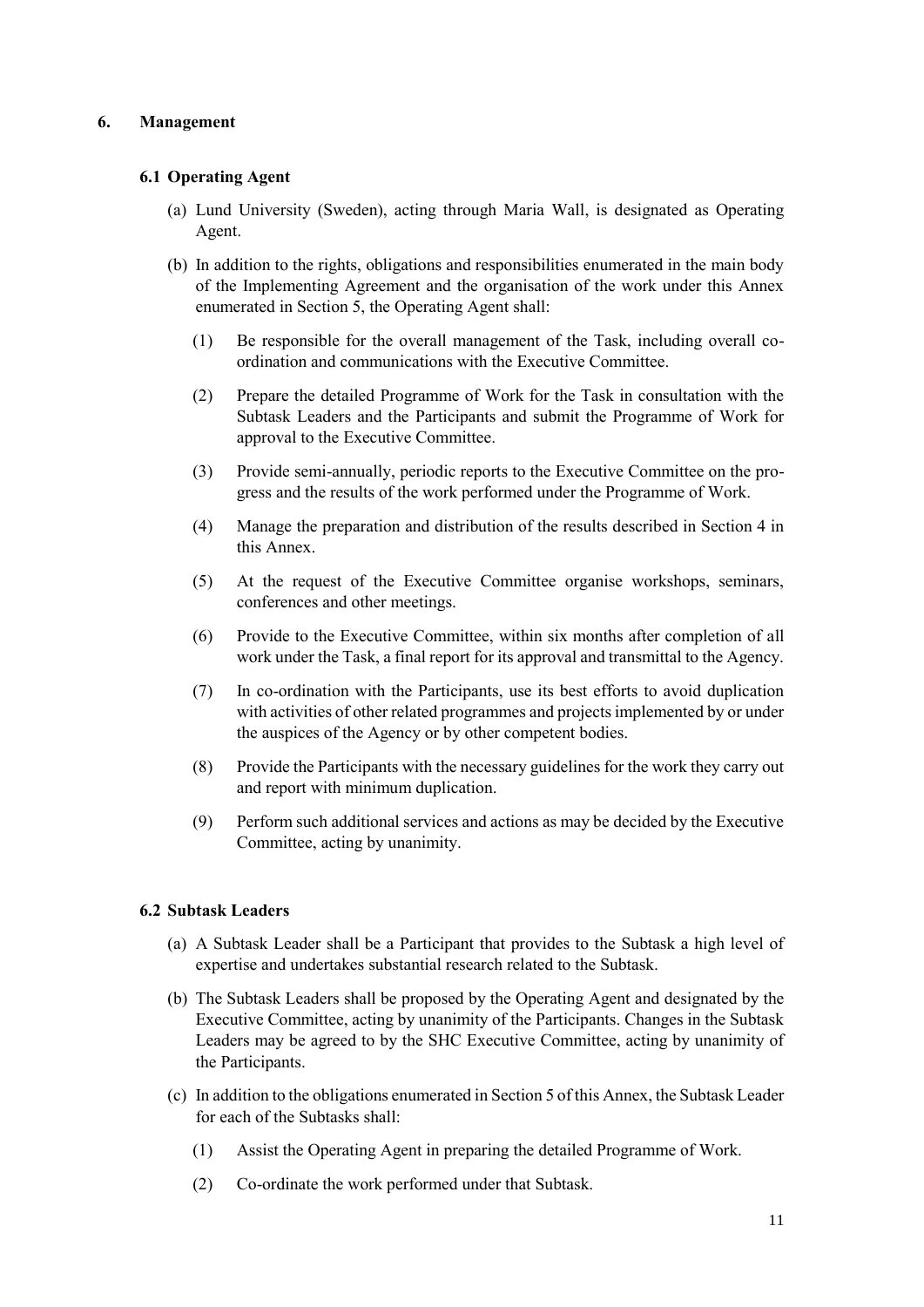## 6. Management

### 6.1 Operating Agent

(a) Lund University (Sweden), acting through Maria Wall, is designated as Operating Agent.

(b) In addition to the rights, obligations and responsibilities enumerated in the main body of the Implementing Agreement and the organisation of the work under this Annex enumerated in Section 5, the Operating Agent shall:

(1) Be responsible for the overall management of the Task, including overall co-ordination and communications with the Executive Committee.

(2) Prepare the detailed Programme of Work for the Task in consultation with the Subtask Leaders and the Participants and submit the Programme of Work for approval to the Executive Committee.

(3) Provide semi-annually, periodic reports to the Executive Committee on the progress and the results of the work performed under the Programme of Work.

(4) Manage the preparation and distribution of the results described in Section 4 in this Annex.

(5) At the request of the Executive Committee organise workshops, seminars, conferences and other meetings.

(6) Provide to the Executive Committee, within six months after completion of all work under the Task, a final report for its approval and transmittal to the Agency.

(7) In co-ordination with the Participants, use its best efforts to avoid duplication with activities of other related programmes and projects implemented by or under the auspices of the Agency or by other competent bodies.

(8) Provide the Participants with the necessary guidelines for the work they carry out and report with minimum duplication.

(9) Perform such additional services and actions as may be decided by the Executive Committee, acting by unanimity.

### 6.2 Subtask Leaders

(a) A Subtask Leader shall be a Participant that provides to the Subtask a high level of expertise and undertakes substantial research related to the Subtask.

(b) The Subtask Leaders shall be proposed by the Operating Agent and designated by the Executive Committee, acting by unanimity of the Participants. Changes in the Subtask Leaders may be agreed to by the SHC Executive Committee, acting by unanimity of the Participants.

(c) In addition to the obligations enumerated in Section 5 of this Annex, the Subtask Leader for each of the Subtasks shall:

(1) Assist the Operating Agent in preparing the detailed Programme of Work.

(2) Co-ordinate the work performed under that Subtask.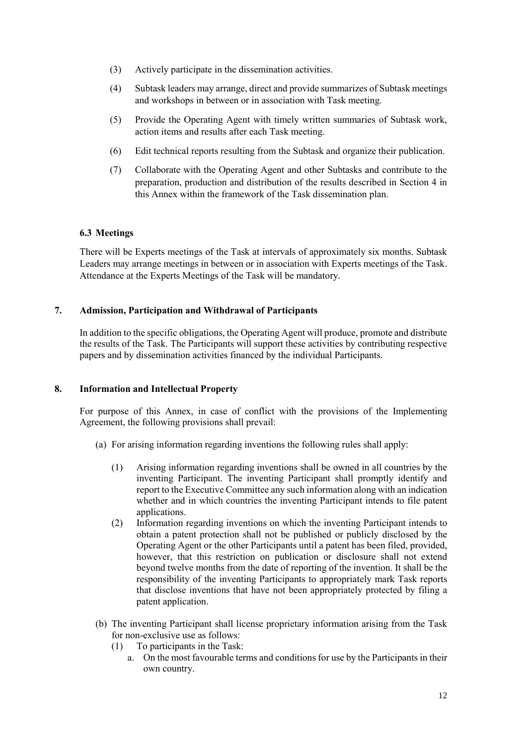(3) Actively participate in the dissemination activities.

(4) Subtask leaders may arrange, direct and provide summarizes of Subtask meetings and workshops in between or in association with Task meeting.

(5) Provide the Operating Agent with timely written summaries of Subtask work, action items and results after each Task meeting.

(6) Edit technical reports resulting from the Subtask and organize their publication.

(7) Collaborate with the Operating Agent and other Subtasks and contribute to the preparation, production and distribution of the results described in Section 4 in this Annex within the framework of the Task dissemination plan.

### 6.3 Meetings

There will be Experts meetings of the Task at intervals of approximately six months. Subtask Leaders may arrange meetings in between or in association with Experts meetings of the Task. Attendance at the Experts Meetings of the Task will be mandatory.

## 7. Admission, Participation and Withdrawal of Participants

In addition to the specific obligations, the Operating Agent will produce, promote and distribute the results of the Task. The Participants will support these activities by contributing respective papers and by dissemination activities financed by the individual Participants.

## 8. Information and Intellectual Property

For purpose of this Annex, in case of conflict with the provisions of the Implementing Agreement, the following provisions shall prevail:

(a) For arising information regarding inventions the following rules shall apply:

(1) Arising information regarding inventions shall be owned in all countries by the inventing Participant. The inventing Participant shall promptly identify and report to the Executive Committee any such information along with an indication whether and in which countries the inventing Participant intends to file patent applications.

(2) Information regarding inventions on which the inventing Participant intends to obtain a patent protection shall not be published or publicly disclosed by the Operating Agent or the other Participants until a patent has been filed, provided, however, that this restriction on publication or disclosure shall not extend beyond twelve months from the date of reporting of the invention. It shall be the responsibility of the inventing Participants to appropriately mark Task reports that disclose inventions that have not been appropriately protected by filing a patent application.

(b) The inventing Participant shall license proprietary information arising from the Task for non-exclusive use as follows:

(1) To participants in the Task:

a. On the most favourable terms and conditions for use by the Participants in their own country.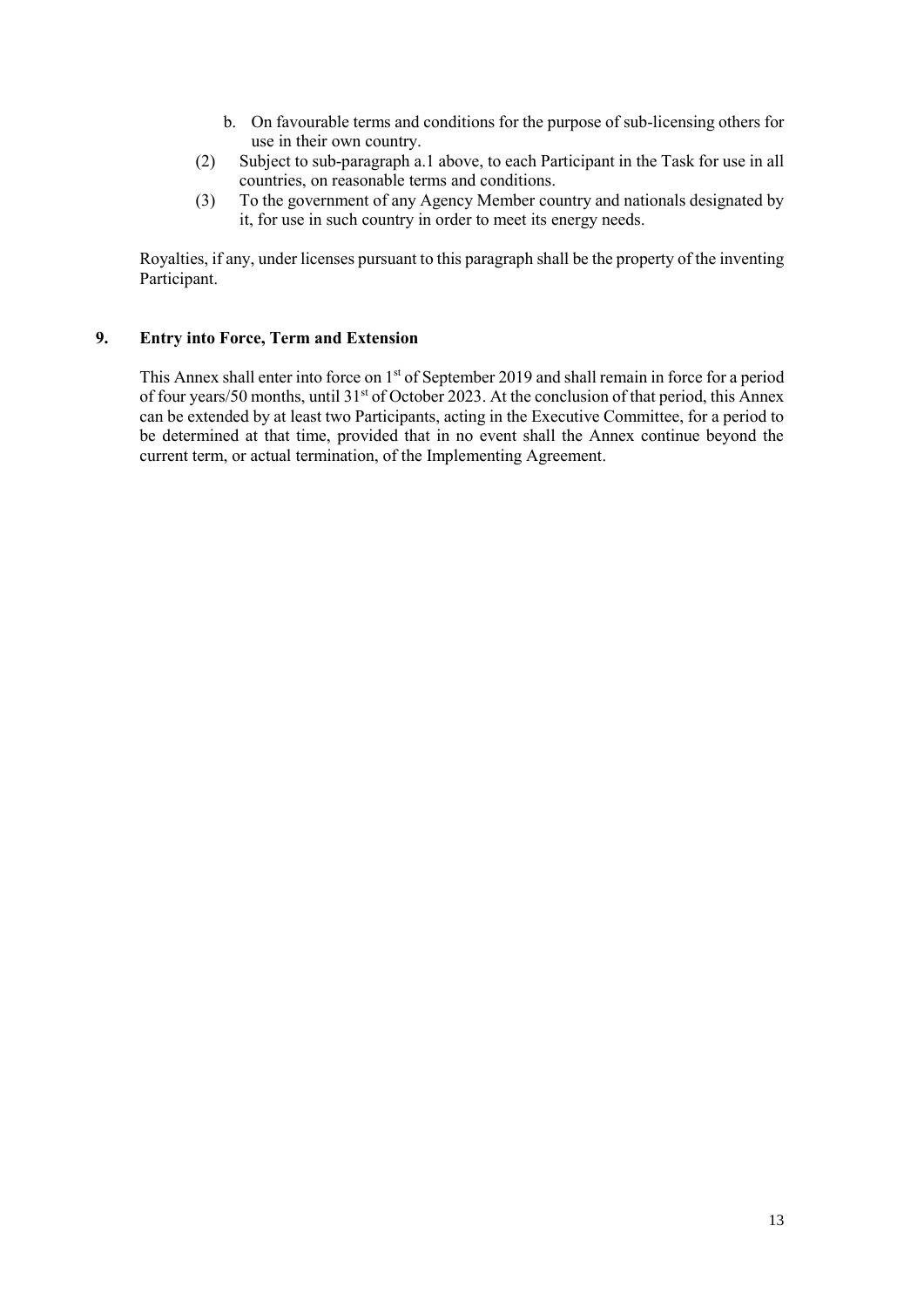b. On favourable terms and conditions for the purpose of sub-licensing others for use in their own country.

(2) Subject to sub-paragraph a.1 above, to each Participant in the Task for use in all countries, on reasonable terms and conditions.

(3) To the government of any Agency Member country and nationals designated by it, for use in such country in order to meet its energy needs.

Royalties, if any, under licenses pursuant to this paragraph shall be the property of the inventing Participant.

## 9. Entry into Force, Term and Extension

This Annex shall enter into force on 1st of September 2019 and shall remain in force for a period of four years/50 months, until 31st of October 2023. At the conclusion of that period, this Annex can be extended by at least two Participants, acting in the Executive Committee, for a period to be determined at that time, provided that in no event shall the Annex continue beyond the current term, or actual termination, of the Implementing Agreement.